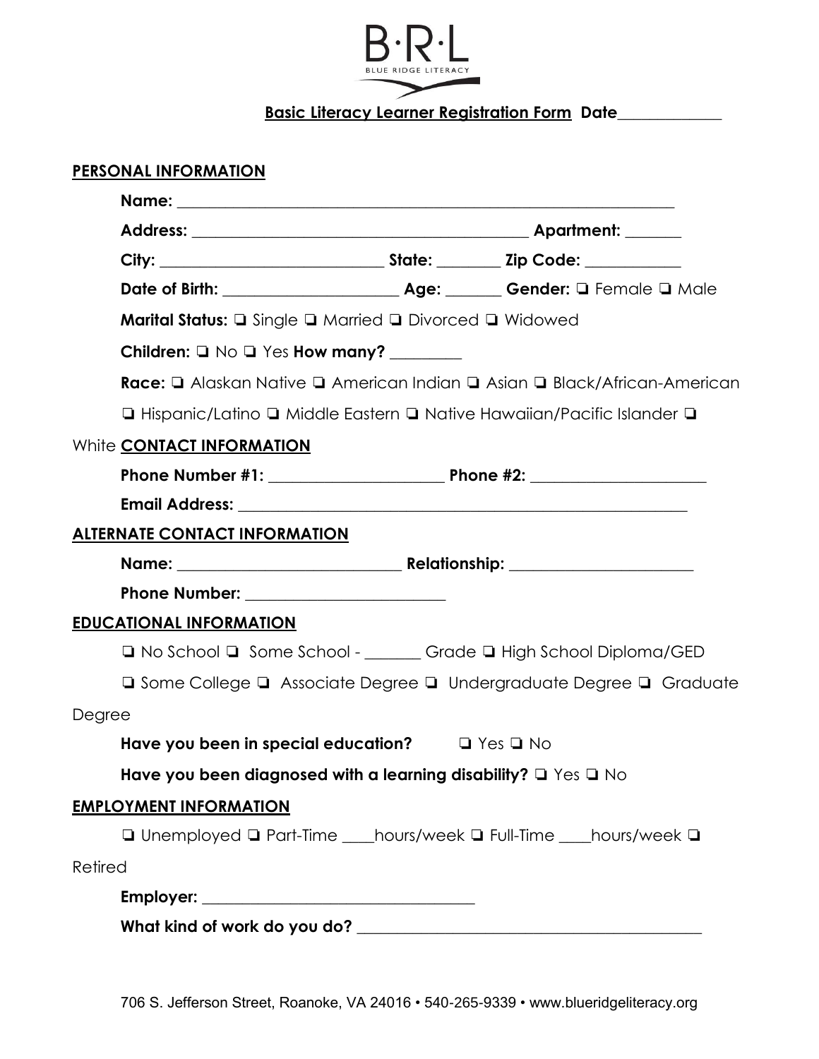B·R·L
BLUE RIDGE LITERACY

**Basic Literacy Learner Registration Form** **Date**____________

**PERSONAL INFORMATION**

**Name:** ______________________________________________________________

**Address:** __________________________________________ **Apartment:** _______

**City:** ___________________________ **State:** ________ **Zip Code:** ____________

**Date of Birth:** _____________________ **Age:** _______ **Gender:** ❏ Female ❏ Male

**Marital Status:** ❏ Single ❏ Married ❏ Divorced ❏ Widowed

**Children:** ❏ No ❏ Yes **How many?** _________

**Race:** ❏ Alaskan Native ❏ American Indian ❏ Asian ❏ Black/African-American

❏ Hispanic/Latino ❏ Middle Eastern ❏ Native Hawaiian/Pacific Islander ❏

White **CONTACT INFORMATION**

**Phone Number #1:** _____________________ **Phone #2:** _____________________

**Email Address:** _________________________________________________________

**ALTERNATE CONTACT INFORMATION**

**Name:** ___________________________ **Relationship:** ______________________

**Phone Number:** ________________________

**EDUCATIONAL INFORMATION**

❏ No School ❏ Some School - _______ Grade ❏ High School Diploma/GED

❏ Some College ❏ Associate Degree ❏ Undergraduate Degree ❏ Graduate

Degree

**Have you been in special education?** ❏ Yes ❏ No

**Have you been diagnosed with a learning disability?** ❏ Yes ❏ No

**EMPLOYMENT INFORMATION**

❏ Unemployed ❏ Part-Time ____hours/week ❏ Full-Time ____hours/week ❏

Retired

**Employer:** _________________________________

**What kind of work do you do?** __________________________________________

706 S. Jefferson Street, Roanoke, VA 24016 • 540-265-9339 • www.blueridgeliteracy.org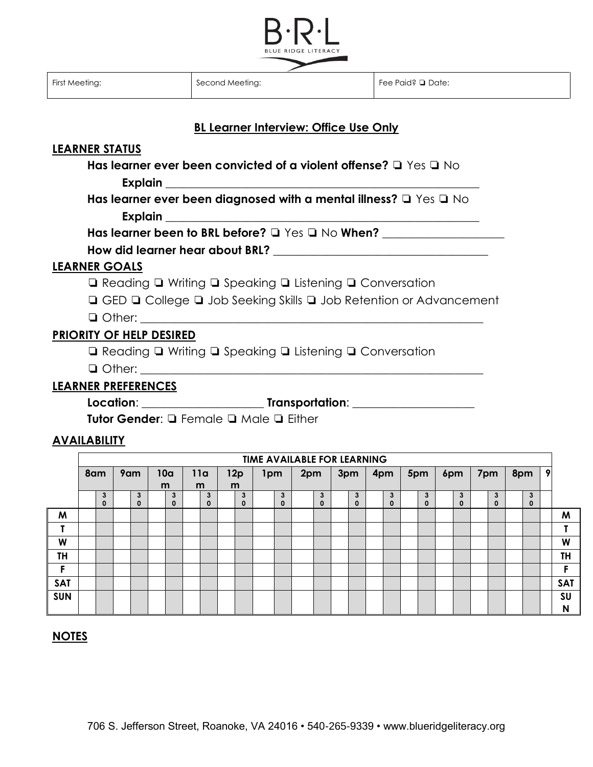B·R·L
BLUE RIDGE LITERACY

| First Meeting: | Second Meeting: | Fee Paid? ❑ Date: |
|---|---|---|

## BL Learner Interview: Office Use Only

### LEARNER STATUS

**Has learner ever been convicted of a violent offense?** ❑ Yes ❑ No

**Explain** ______________________________________________

**Has learner ever been diagnosed with a mental illness?** ❑ Yes ❑ No

**Explain** ______________________________________________

**Has learner been to BRL before?** ❑ Yes ❑ No **When?** ________________

**How did learner hear about BRL?** ______________________________

### LEARNER GOALS

❑ Reading ❑ Writing ❑ Speaking ❑ Listening ❑ Conversation

❑ GED ❑ College ❑ Job Seeking Skills ❑ Job Retention or Advancement

❑ Other: ______________________________________________

### PRIORITY OF HELP DESIRED

❑ Reading ❑ Writing ❑ Speaking ❑ Listening ❑ Conversation

❑ Other: ______________________________________________

### LEARNER PREFERENCES

**Location**: ________________ **Transportation**: ________________

**Tutor Gender**: ❑ Female ❑ Male ❑ Either

### AVAILABILITY

| | TIME AVAILABLE FOR LEARNING | | | | | | | | | | | | | | | | | | | | | | | | | | | |
|---|---|---|---|---|---|---|---|---|---|---|---|---|---|---|---|---|---|---|---|---|---|---|---|---|---|---|---|---|
| | 8am | | 9am | | 10am | | 11am | | 12pm | | 1pm | | 2pm | | 3pm | | 4pm | | 5pm | | 6pm | | 7pm | | 8pm | | 9 | |
| | | 30 | | 30 | | 30 | | 30 | | 30 | | 30 | | 30 | | 30 | | 30 | | 30 | | 30 | | 30 | | 30 | | |
| M | | | | | | | | | | | | | | | | | | | | | | | | | | | | M |
| T | | | | | | | | | | | | | | | | | | | | | | | | | | | | T |
| W | | | | | | | | | | | | | | | | | | | | | | | | | | | | W |
| TH | | | | | | | | | | | | | | | | | | | | | | | | | | | | TH |
| F | | | | | | | | | | | | | | | | | | | | | | | | | | | | F |
| SAT | | | | | | | | | | | | | | | | | | | | | | | | | | | | SAT |
| SUN | | | | | | | | | | | | | | | | | | | | | | | | | | | | SUN |

### NOTES

706 S. Jefferson Street, Roanoke, VA 24016 • 540-265-9339 • www.blueridgeliteracy.org